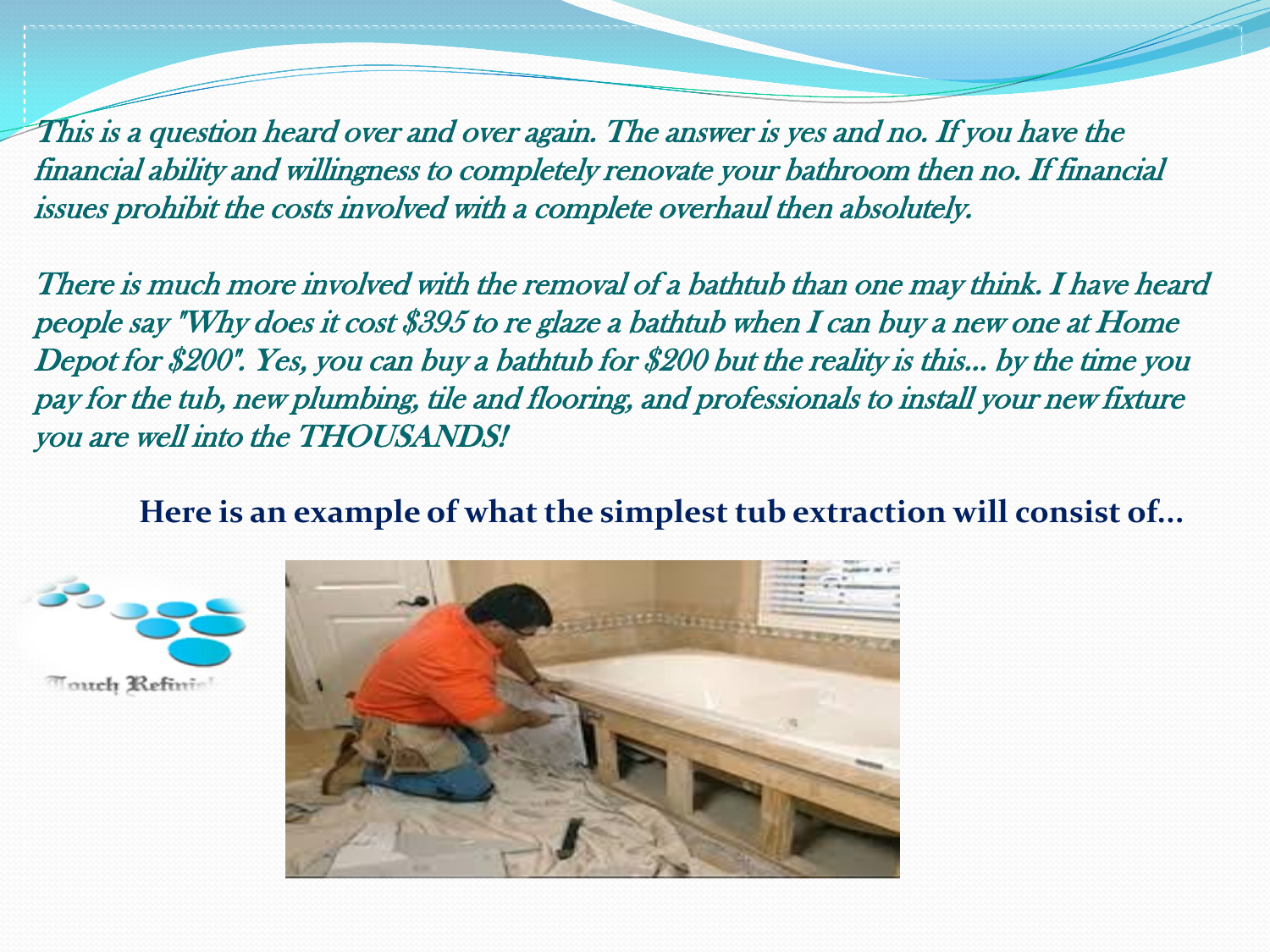*This is a question heard over and over again. The answer is yes and no. If you have the financial ability and willingness to completely renovate your bathroom then no. If financial issues prohibit the costs involved with a complete overhaul then absolutely.*

*There is much more involved with the removal of a bathtub than one may think. I have heard people say "Why does it cost $395 to re glaze a bathtub when I can buy a new one at Home Depot for $200". Yes, you can buy a bathtub for $200 but the reality is this... by the time you pay for the tub, new plumbing, tile and flooring, and professionals to install your new fixture you are well into the THOUSANDS!*

**Here is an example of what the simplest tub extraction will consist of...**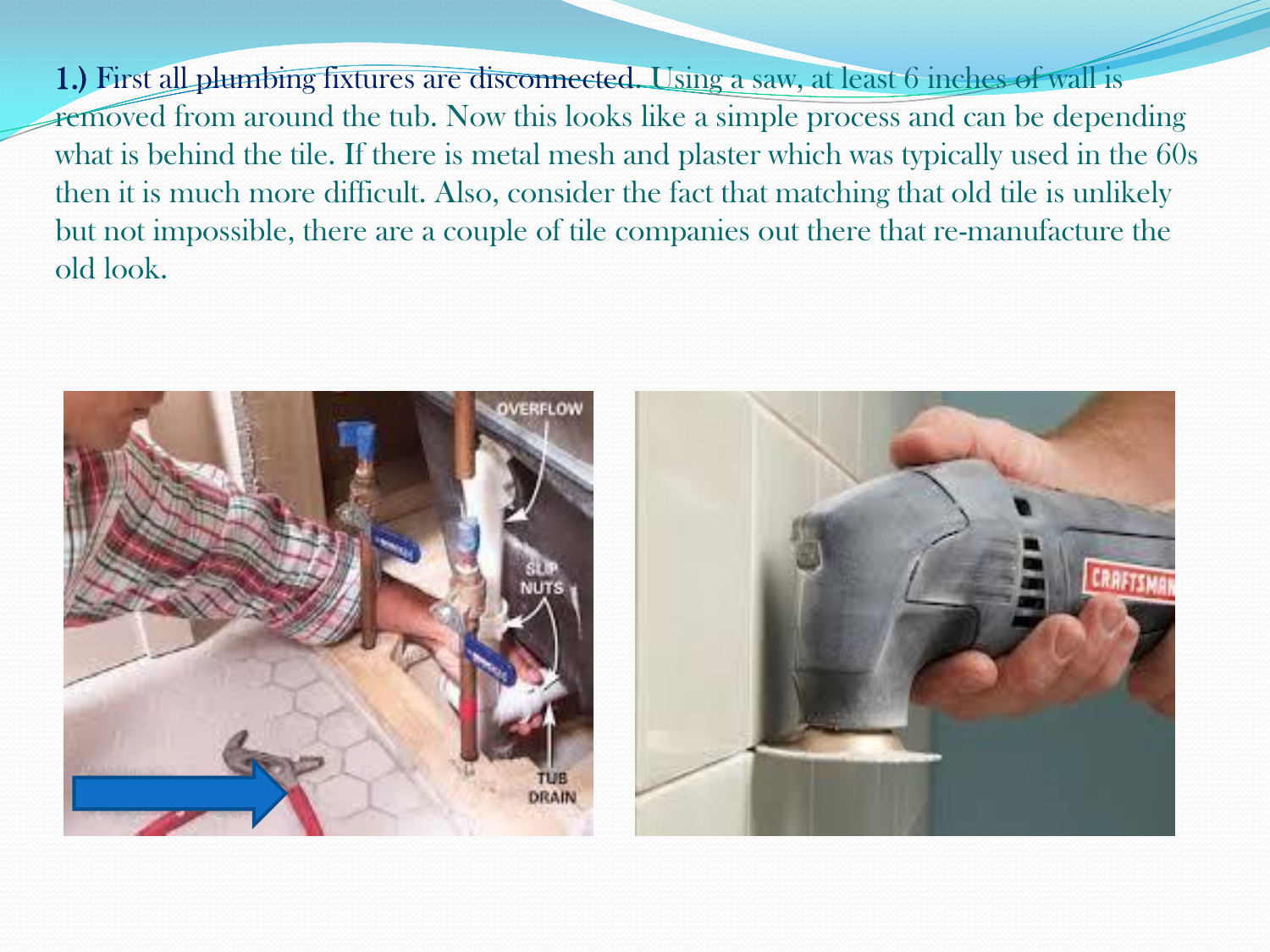1.) First all plumbing fixtures are disconnected. Using a saw, at least 6 inches of wall is removed from around the tub. Now this looks like a simple process and can be depending what is behind the tile. If there is metal mesh and plaster which was typically used in the 60s then it is much more difficult. Also, consider the fact that matching that old tile is unlikely but not impossible, there are a couple of tile companies out there that re-manufacture the old look.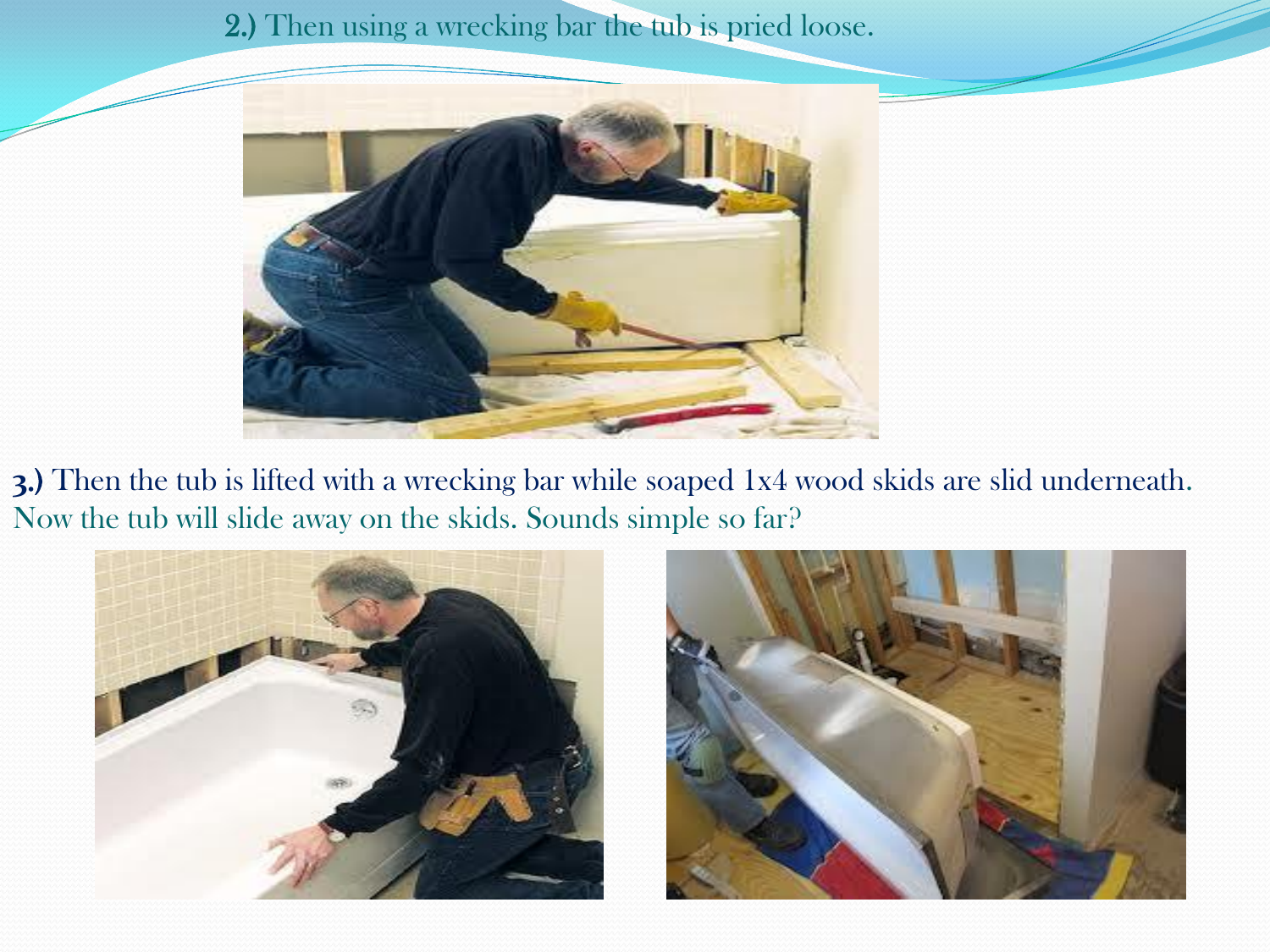**2.)** Then using a wrecking bar the tub is pried loose.

**3.)** Then the tub is lifted with a wrecking bar while soaped 1x4 wood skids are slid underneath. Now the tub will slide away on the skids. Sounds simple so far?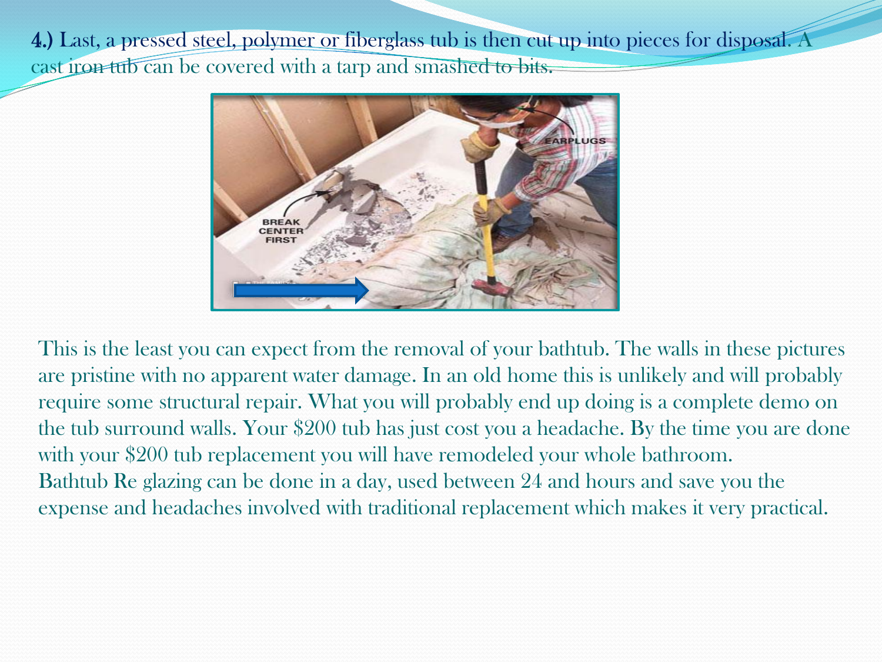**4.)** Last, a pressed steel, polymer or fiberglass tub is then cut up into pieces for disposal. A cast iron tub can be covered with a tarp and smashed to bits.

This is the least you can expect from the removal of your bathtub. The walls in these pictures are pristine with no apparent water damage. In an old home this is unlikely and will probably require some structural repair. What you will probably end up doing is a complete demo on the tub surround walls. Your $200 tub has just cost you a headache. By the time you are done with your $200 tub replacement you will have remodeled your whole bathroom.

Bathtub Re glazing can be done in a day, used between 24 and hours and save you the expense and headaches involved with traditional replacement which makes it very practical.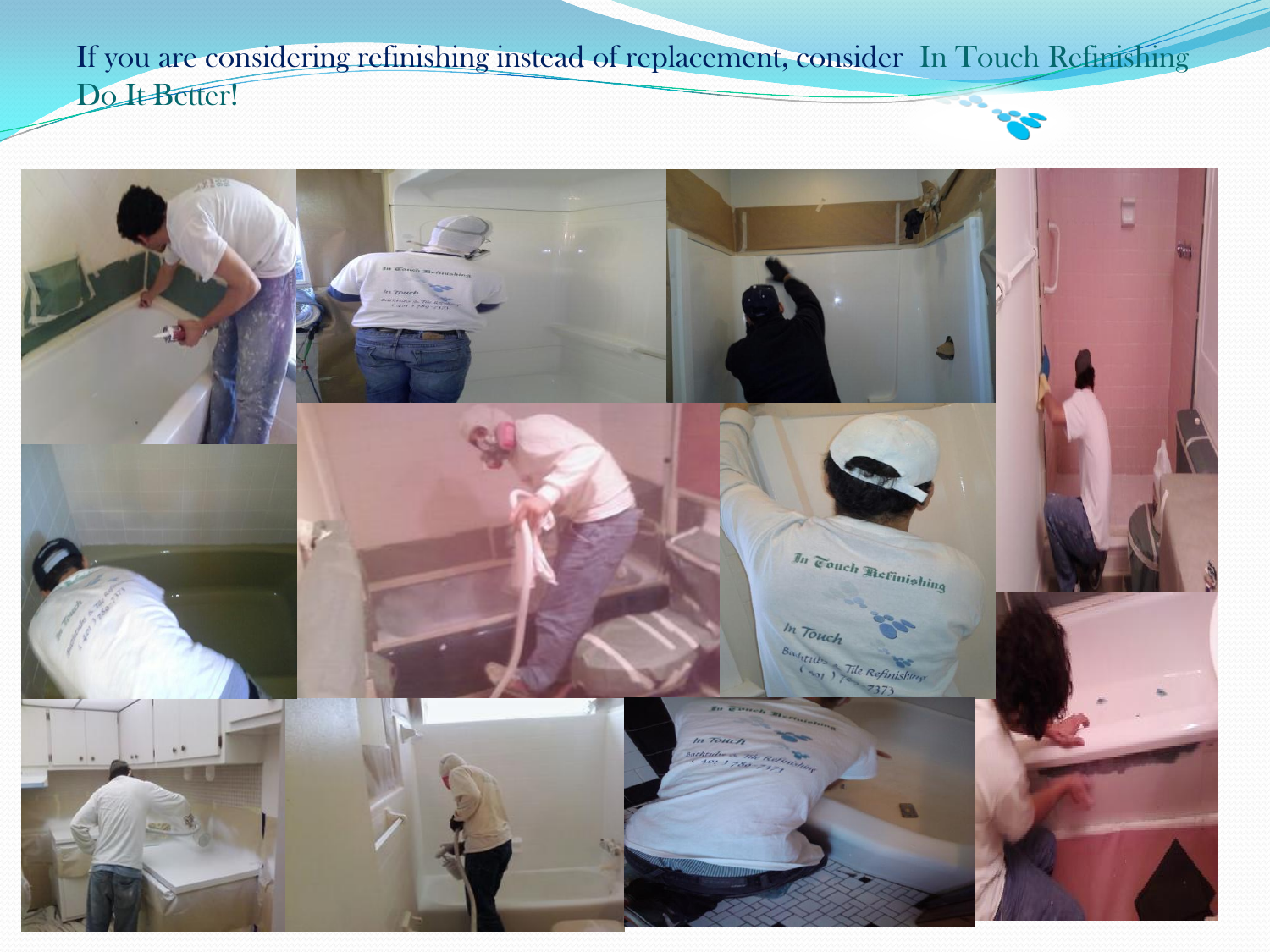If you are considering refinishing instead of replacement, consider In Touch Refinishing Do It Better!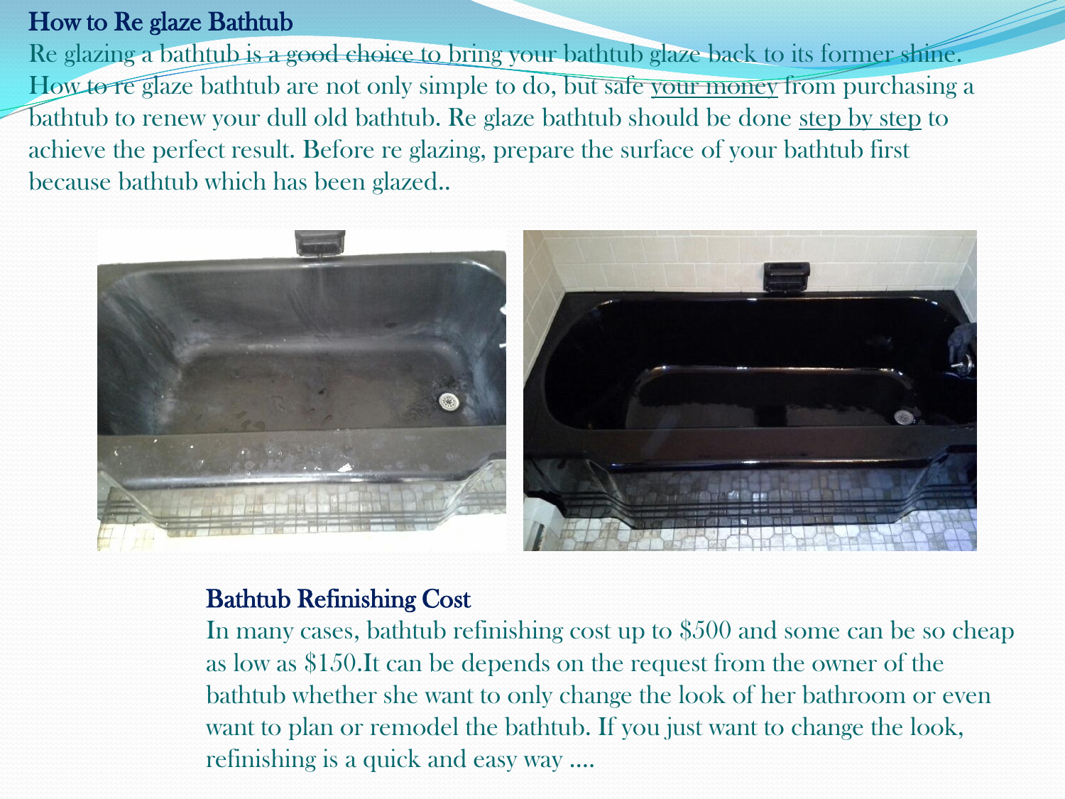## How to Re glaze Bathtub

Re glazing a bathtub is a good choice to bring your bathtub glaze back to its former shine. How to re glaze bathtub are not only simple to do, but safe your money from purchasing a bathtub to renew your dull old bathtub. Re glaze bathtub should be done step by step to achieve the perfect result. Before re glazing, prepare the surface of your bathtub first because bathtub which has been glazed..

## Bathtub Refinishing Cost

In many cases, bathtub refinishing cost up to $500 and some can be so cheap as low as $150.It can be depends on the request from the owner of the bathtub whether she want to only change the look of her bathroom or even want to plan or remodel the bathtub. If you just want to change the look, refinishing is a quick and easy way ....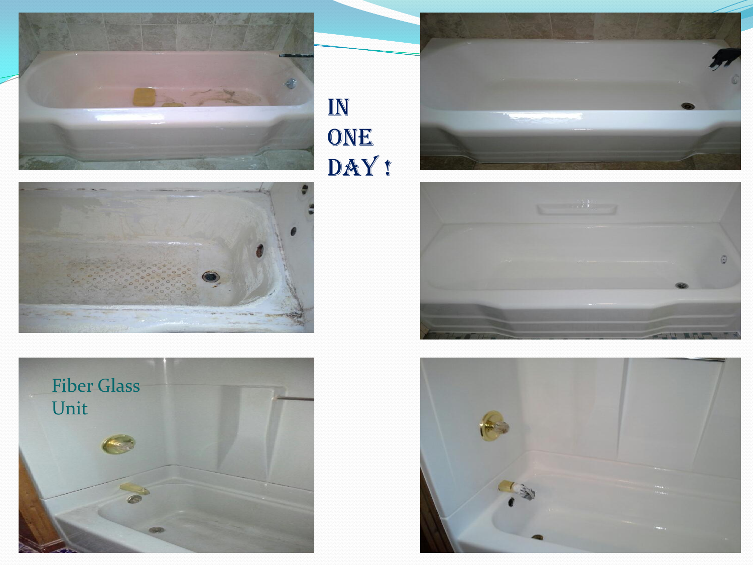IN
ONE
DAY !

Fiber Glass
Unit